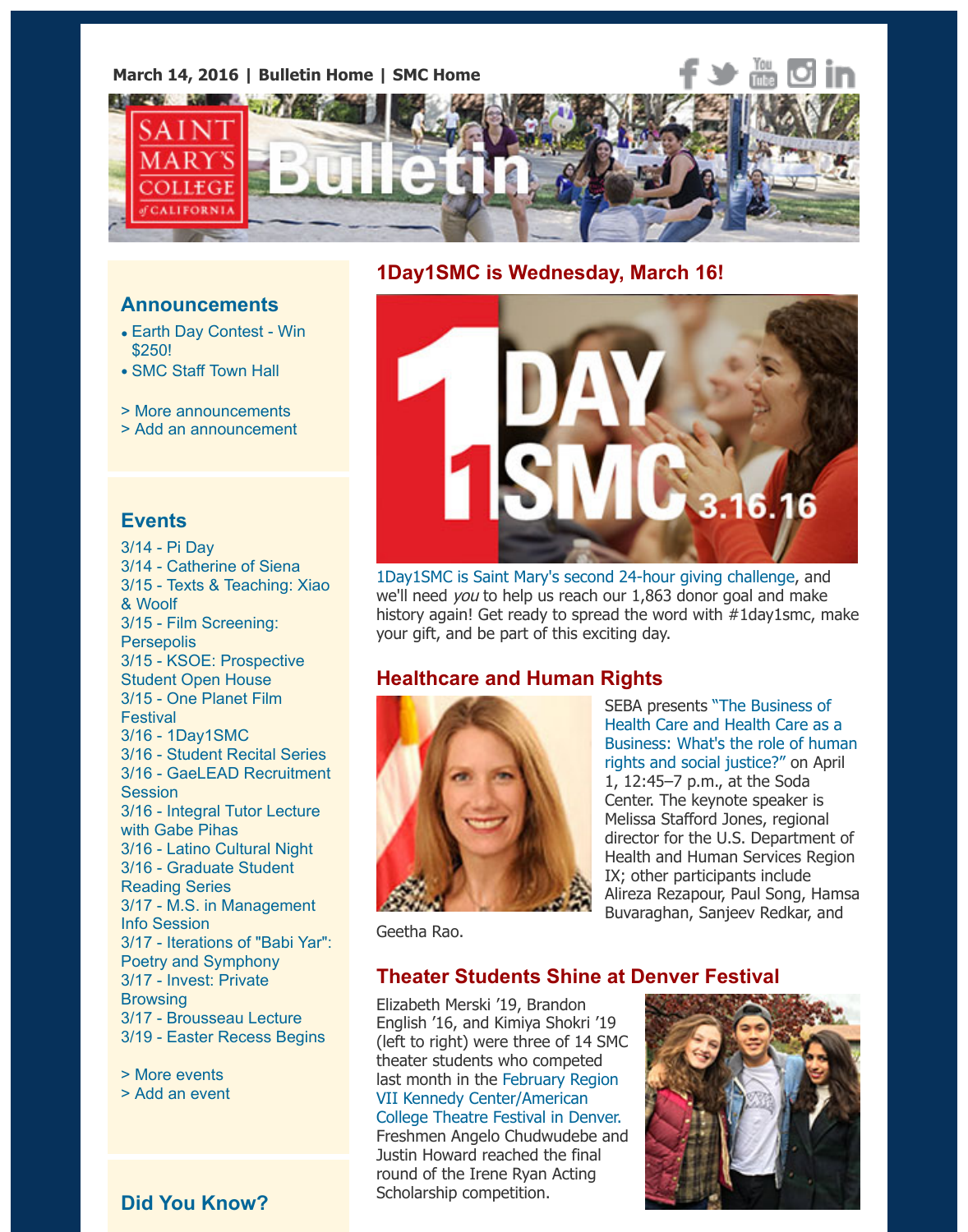March 14, 2016 | Bulletin Home | SMC Home

# Saint Mary's College of California Bulletin

## Announcements

- Earth Day Contest - Win $250!
- SMC Staff Town Hall

> More announcements
> Add an announcement

## Events

3/14 - Pi Day
3/14 - Catherine of Siena
3/15 - Texts & Teaching: Xiao & Woolf
3/15 - Film Screening: Persepolis
3/15 - KSOE: Prospective Student Open House
3/15 - One Planet Film Festival
3/16 - 1Day1SMC
3/16 - Student Recital Series
3/16 - GaeLEAD Recruitment Session
3/16 - Integral Tutor Lecture with Gabe Pihas
3/16 - Latino Cultural Night
3/16 - Graduate Student Reading Series
3/17 - M.S. in Management Info Session
3/17 - Iterations of "Babi Yar": Poetry and Symphony
3/17 - Invest: Private Browsing
3/17 - Brousseau Lecture
3/19 - Easter Recess Begins

> More events
> Add an event

## Did You Know?

## 1Day1SMC is Wednesday, March 16!

1Day1SMC is Saint Mary's second 24-hour giving challenge, and we'll need *you* to help us reach our 1,863 donor goal and make history again! Get ready to spread the word with #1day1smc, make your gift, and be part of this exciting day.

## Healthcare and Human Rights

SEBA presents "The Business of Health Care and Health Care as a Business: What's the role of human rights and social justice?" on April 1, 12:45–7 p.m., at the Soda Center. The keynote speaker is Melissa Stafford Jones, regional director for the U.S. Department of Health and Human Services Region IX; other participants include Alireza Rezapour, Paul Song, Hamsa Buvaraghan, Sanjeev Redkar, and Geetha Rao.

## Theater Students Shine at Denver Festival

Elizabeth Merski '19, Brandon English '16, and Kimiya Shokri '19 (left to right) were three of 14 SMC theater students who competed last month in the February Region VII Kennedy Center/American College Theatre Festival in Denver. Freshmen Angelo Chudwudebe and Justin Howard reached the final round of the Irene Ryan Acting Scholarship competition.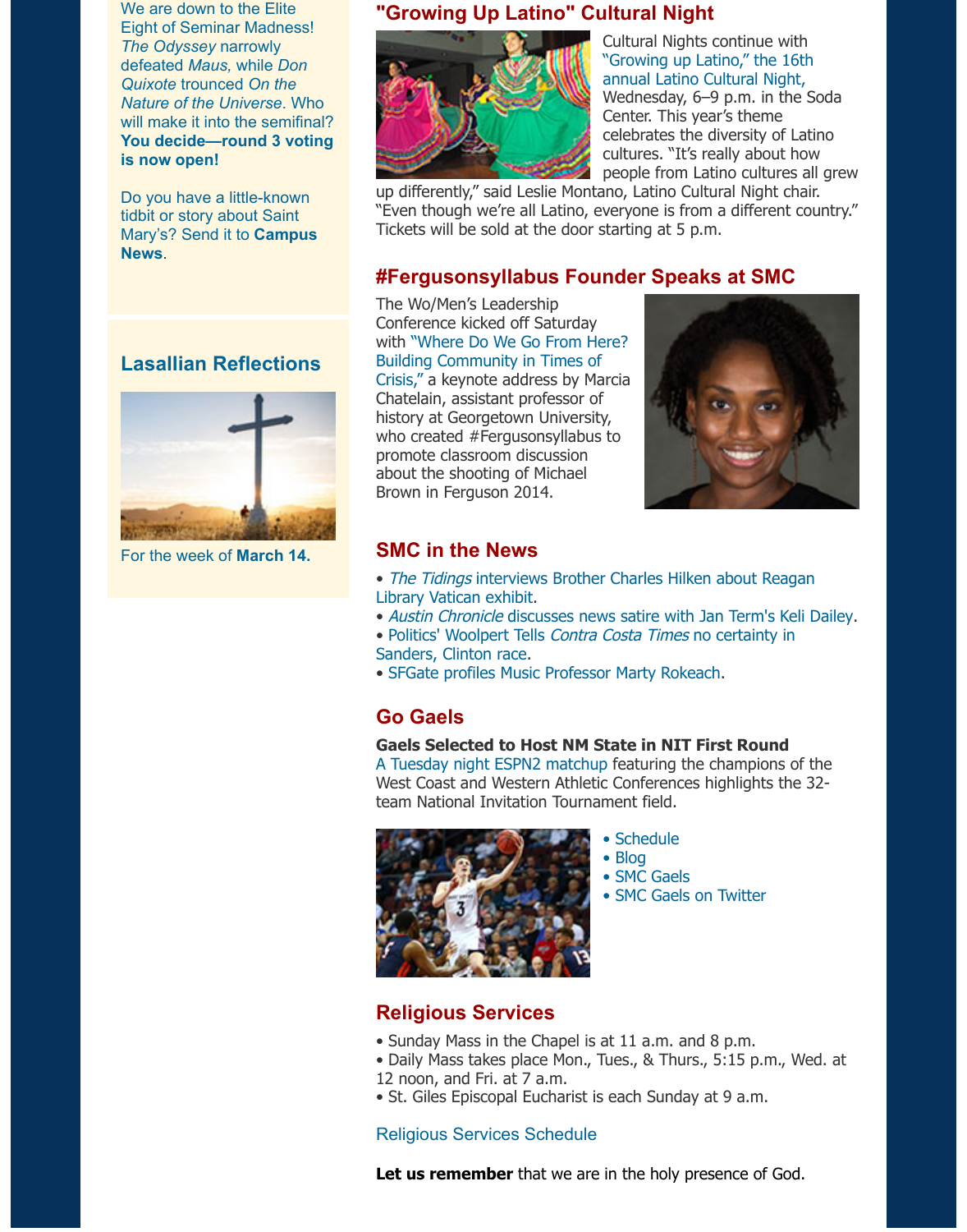We are down to the Elite Eight of Seminar Madness! *The Odyssey* narrowly defeated *Maus,* while *Don Quixote* trounced *On the Nature of the Universe*. Who will make it into the semifinal? **You decide—round 3 voting is now open!**

Do you have a little-known tidbit or story about Saint Mary's? Send it to **Campus News**.

## Lasallian Reflections

For the week of **March 14.**

## "Growing Up Latino" Cultural Night

Cultural Nights continue with "Growing up Latino," the 16th annual Latino Cultural Night, Wednesday, 6–9 p.m. in the Soda Center. This year's theme celebrates the diversity of Latino cultures. "It's really about how people from Latino cultures all grew up differently," said Leslie Montano, Latino Cultural Night chair. "Even though we're all Latino, everyone is from a different country." Tickets will be sold at the door starting at 5 p.m.

## #Fergusonsyllabus Founder Speaks at SMC

The Wo/Men's Leadership Conference kicked off Saturday with "Where Do We Go From Here? Building Community in Times of Crisis," a keynote address by Marcia Chatelain, assistant professor of history at Georgetown University, who created #Fergusonsyllabus to promote classroom discussion about the shooting of Michael Brown in Ferguson 2014.

## SMC in the News

- *The Tidings* interviews Brother Charles Hilken about Reagan Library Vatican exhibit.
- *Austin Chronicle* discusses news satire with Jan Term's Keli Dailey.
- Politics' Woolpert Tells *Contra Costa Times* no certainty in Sanders, Clinton race.
- SFGate profiles Music Professor Marty Rokeach.

## Go Gaels

**Gaels Selected to Host NM State in NIT First Round**
A Tuesday night ESPN2 matchup featuring the champions of the West Coast and Western Athletic Conferences highlights the 32-team National Invitation Tournament field.

- Schedule
- Blog
- SMC Gaels
- SMC Gaels on Twitter

## Religious Services

- Sunday Mass in the Chapel is at 11 a.m. and 8 p.m.
- Daily Mass takes place Mon., Tues., & Thurs., 5:15 p.m., Wed. at 12 noon, and Fri. at 7 a.m.
- St. Giles Episcopal Eucharist is each Sunday at 9 a.m.

Religious Services Schedule

**Let us remember** that we are in the holy presence of God.